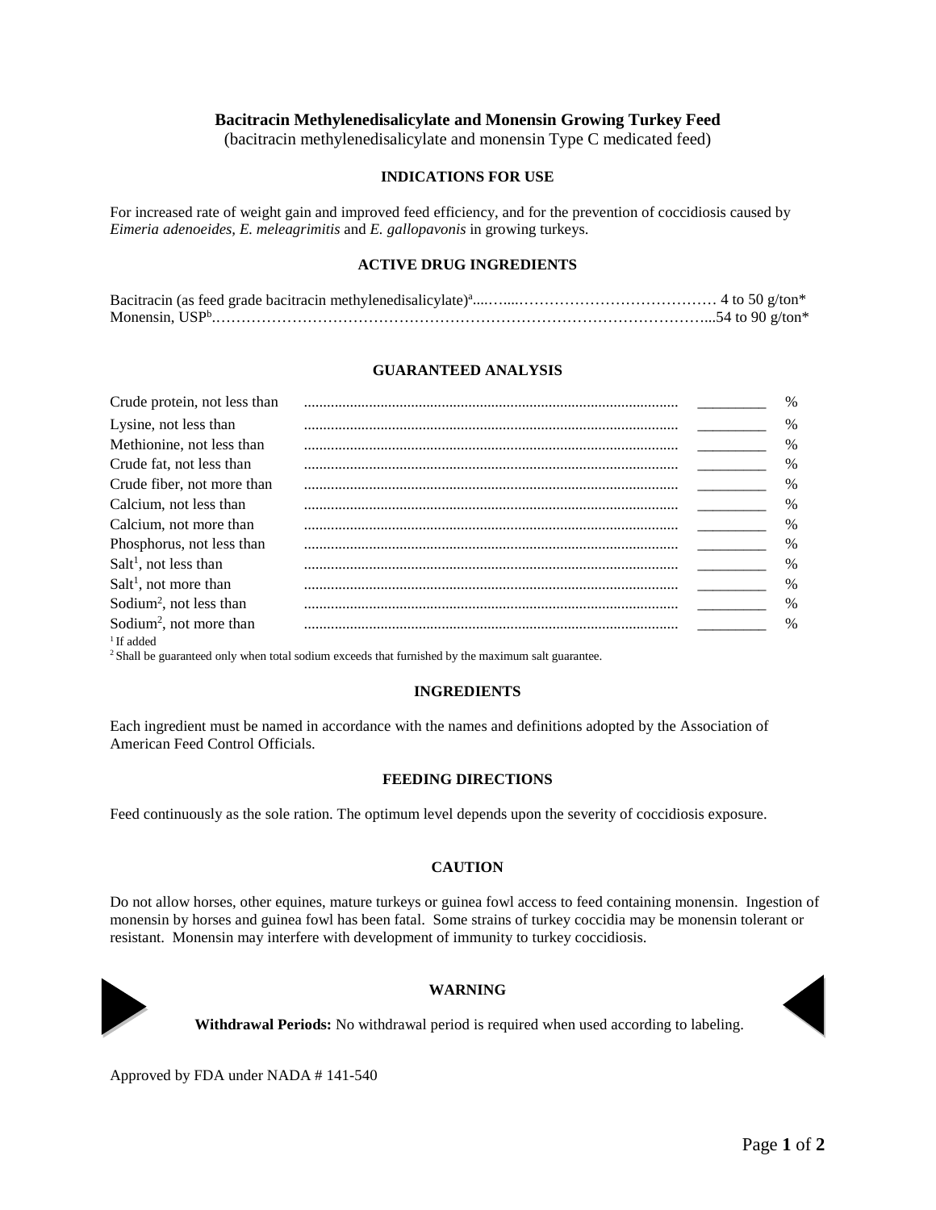# Bacitracin Methylenedisalicylate and Monensin Growing Turkey Feed

(bacitracin methylenedisalicylate and monensin Type C medicated feed)

## INDICATIONS FOR USE

For increased rate of weight gain and improved feed efficiency, and for the prevention of coccidiosis caused by *Eimeria adenoeides, E. meleagrimitis* and *E. gallopavonis* in growing turkeys.

## ACTIVE DRUG INGREDIENTS

Bacitracin (as feed grade bacitracin methylenedisalicylate)[a]........................................ 4 to 50 g/ton*
Monensin, USP[b]........................................................................................54 to 90 g/ton*

## GUARANTEED ANALYSIS

| | | |
|---|---|---|
| Crude protein, not less than | _________ | % |
| Lysine, not less than | _________ | % |
| Methionine, not less than | _________ | % |
| Crude fat, not less than | _________ | % |
| Crude fiber, not more than | _________ | % |
| Calcium, not less than | _________ | % |
| Calcium, not more than | _________ | % |
| Phosphorus, not less than | _________ | % |
| Salt[1], not less than | _________ | % |
| Salt[1], not more than | _________ | % |
| Sodium[2], not less than | _________ | % |
| Sodium[2], not more than | _________ | % |

[1] If added
[2] Shall be guaranteed only when total sodium exceeds that furnished by the maximum salt guarantee.

## INGREDIENTS

Each ingredient must be named in accordance with the names and definitions adopted by the Association of American Feed Control Officials.

## FEEDING DIRECTIONS

Feed continuously as the sole ration. The optimum level depends upon the severity of coccidiosis exposure.

## CAUTION

Do not allow horses, other equines, mature turkeys or guinea fowl access to feed containing monensin. Ingestion of monensin by horses and guinea fowl has been fatal. Some strains of turkey coccidia may be monensin tolerant or resistant. Monensin may interfere with development of immunity to turkey coccidiosis.

## WARNING

**Withdrawal Periods:** No withdrawal period is required when used according to labeling.

Approved by FDA under NADA # 141-540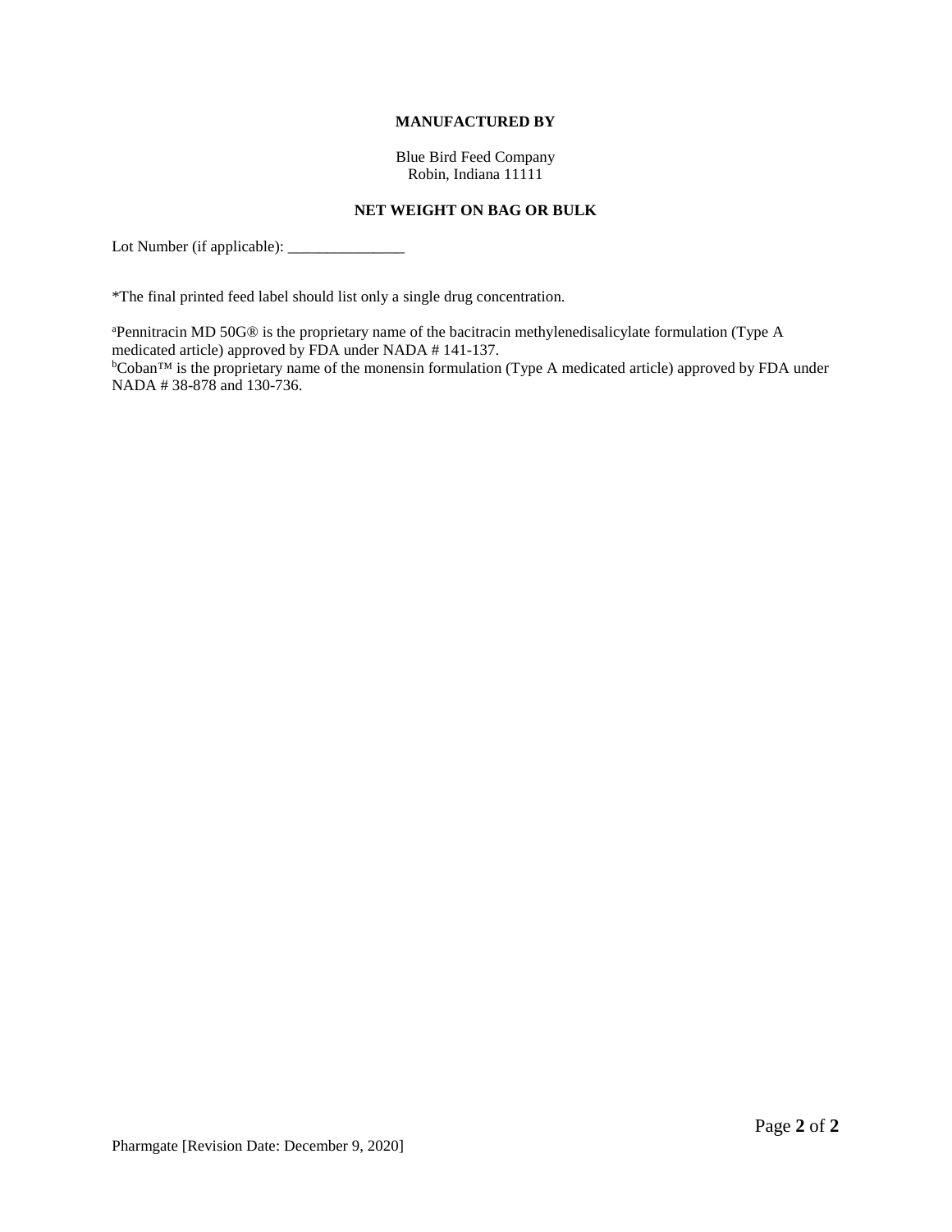**MANUFACTURED BY**

Blue Bird Feed Company
Robin, Indiana 11111

**NET WEIGHT ON BAG OR BULK**

Lot Number (if applicable): _______________

*The final printed feed label should list only a single drug concentration.

[a]Pennitracin MD 50G® is the proprietary name of the bacitracin methylenedisalicylate formulation (Type A medicated article) approved by FDA under NADA # 141-137.
[b]Coban™ is the proprietary name of the monensin formulation (Type A medicated article) approved by FDA under NADA # 38-878 and 130-736.

Pharmgate [Revision Date: December 9, 2020]